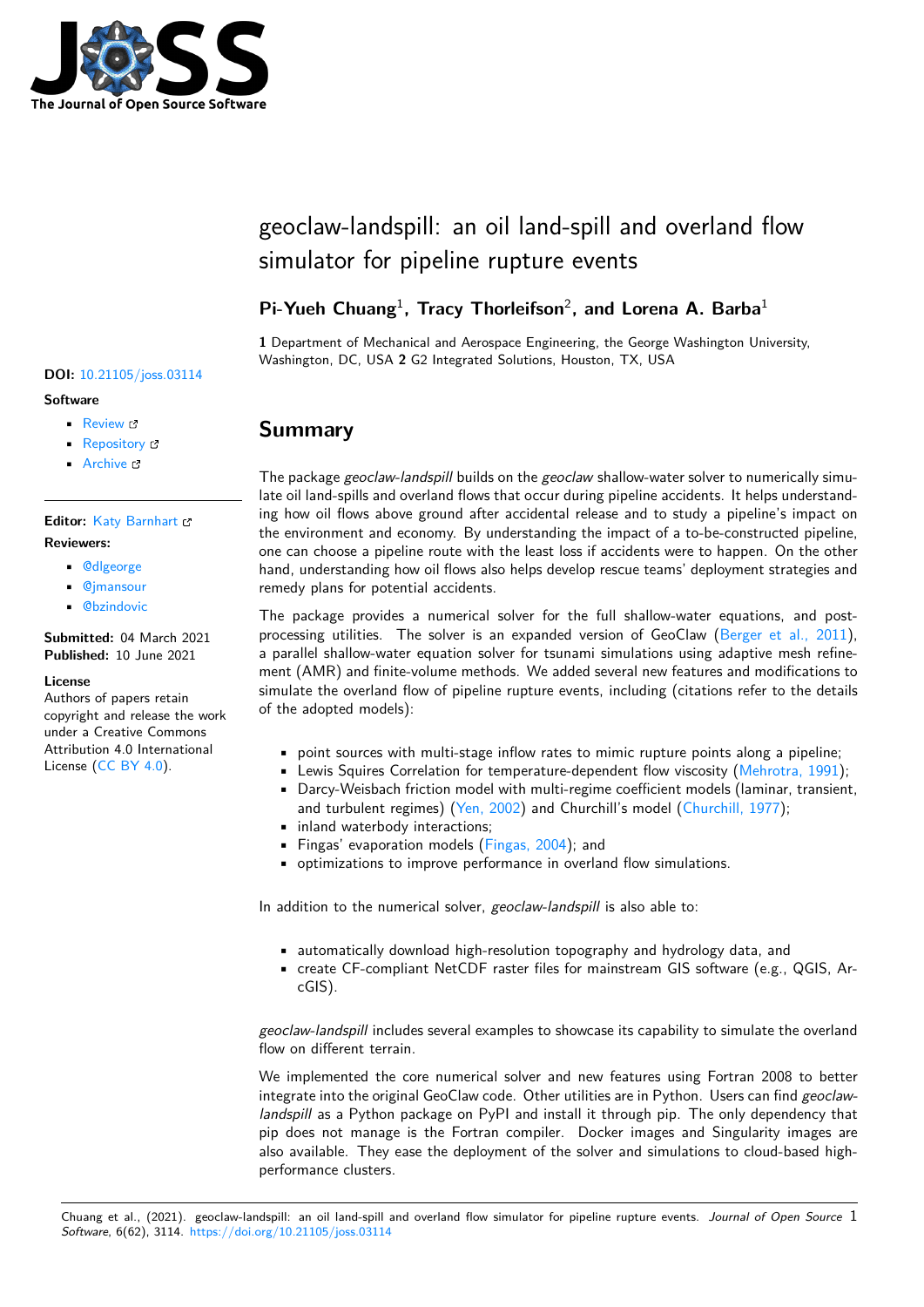# geoclaw-landspill: an oil land-spill and overland flow simulator for pipeline rupture events

**Pi-Yueh Chuang**[1], **Tracy Thorleifson**[2], **and Lorena A. Barba**[1]

**1** Department of Mechanical and Aerospace Engineering, the George Washington University, Washington, DC, USA **2** G2 Integrated Solutions, Houston, TX, USA

**DOI:** 10.21105/joss.03114

**Software**

- Review
- Repository
- Archive

**Editor:** Katy Barnhart

**Reviewers:**

- @dlgeorge
- @jmansour
- @bzindovic

**Submitted:** 04 March 2021
**Published:** 10 June 2021

**License**
Authors of papers retain copyright and release the work under a Creative Commons Attribution 4.0 International License (CC BY 4.0).

## Summary

The package *geoclaw-landspill* builds on the *geoclaw* shallow-water solver to numerically simulate oil land-spills and overland flows that occur during pipeline accidents. It helps understanding how oil flows above ground after accidental release and to study a pipeline's impact on the environment and economy. By understanding the impact of a to-be-constructed pipeline, one can choose a pipeline route with the least loss if accidents were to happen. On the other hand, understanding how oil flows also helps develop rescue teams' deployment strategies and remedy plans for potential accidents.

The package provides a numerical solver for the full shallow-water equations, and post-processing utilities. The solver is an expanded version of GeoClaw (Berger et al., 2011), a parallel shallow-water equation solver for tsunami simulations using adaptive mesh refinement (AMR) and finite-volume methods. We added several new features and modifications to simulate the overland flow of pipeline rupture events, including (citations refer to the details of the adopted models):

- point sources with multi-stage inflow rates to mimic rupture points along a pipeline;
- Lewis Squires Correlation for temperature-dependent flow viscosity (Mehrotra, 1991);
- Darcy-Weisbach friction model with multi-regime coefficient models (laminar, transient, and turbulent regimes) (Yen, 2002) and Churchill's model (Churchill, 1977);
- inland waterbody interactions;
- Fingas' evaporation models (Fingas, 2004); and
- optimizations to improve performance in overland flow simulations.

In addition to the numerical solver, *geoclaw-landspill* is also able to:

- automatically download high-resolution topography and hydrology data, and
- create CF-compliant NetCDF raster files for mainstream GIS software (e.g., QGIS, ArcGIS).

*geoclaw-landspill* includes several examples to showcase its capability to simulate the overland flow on different terrain.

We implemented the core numerical solver and new features using Fortran 2008 to better integrate into the original GeoClaw code. Other utilities are in Python. Users can find *geoclaw-landspill* as a Python package on PyPI and install it through pip. The only dependency that pip does not manage is the Fortran compiler. Docker images and Singularity images are also available. They ease the deployment of the solver and simulations to cloud-based high-performance clusters.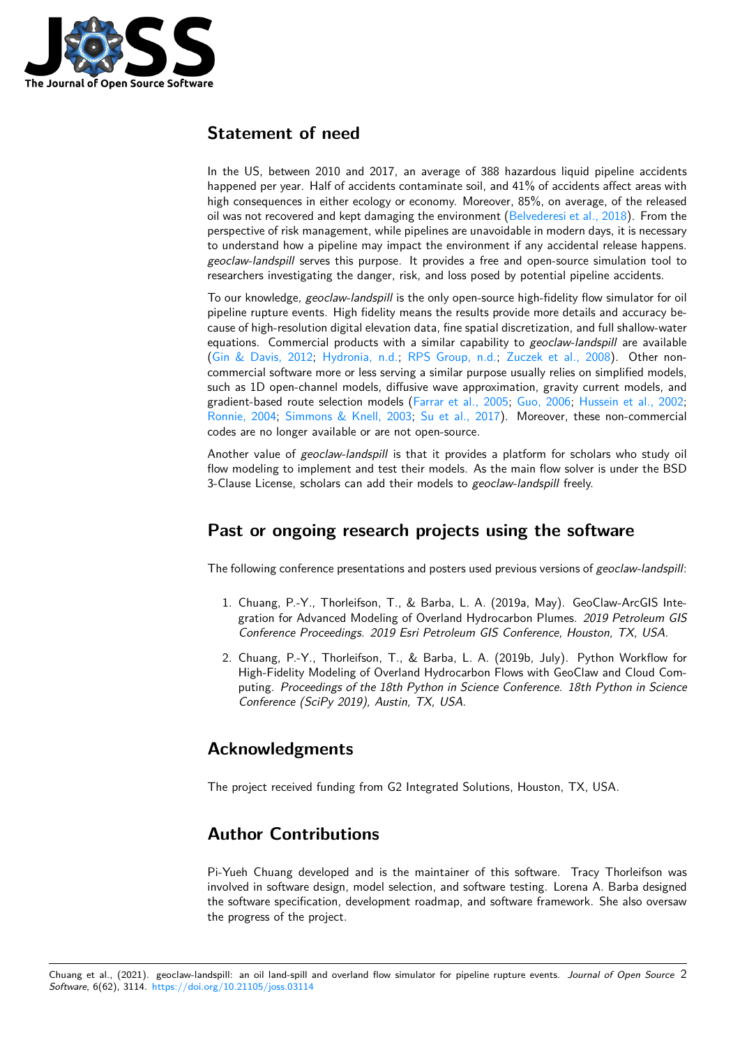## Statement of need

In the US, between 2010 and 2017, an average of 388 hazardous liquid pipeline accidents happened per year. Half of accidents contaminate soil, and 41% of accidents affect areas with high consequences in either ecology or economy. Moreover, 85%, on average, of the released oil was not recovered and kept damaging the environment (Belvederesi et al., 2018). From the perspective of risk management, while pipelines are unavoidable in modern days, it is necessary to understand how a pipeline may impact the environment if any accidental release happens. *geoclaw-landspill* serves this purpose. It provides a free and open-source simulation tool to researchers investigating the danger, risk, and loss posed by potential pipeline accidents.

To our knowledge, *geoclaw-landspill* is the only open-source high-fidelity flow simulator for oil pipeline rupture events. High fidelity means the results provide more details and accuracy because of high-resolution digital elevation data, fine spatial discretization, and full shallow-water equations. Commercial products with a similar capability to *geoclaw-landspill* are available (Gin & Davis, 2012; Hydronia, n.d.; RPS Group, n.d.; Zuczek et al., 2008). Other non-commercial software more or less serving a similar purpose usually relies on simplified models, such as 1D open-channel models, diffusive wave approximation, gravity current models, and gradient-based route selection models (Farrar et al., 2005; Guo, 2006; Hussein et al., 2002; Ronnie, 2004; Simmons & Knell, 2003; Su et al., 2017). Moreover, these non-commercial codes are no longer available or are not open-source.

Another value of *geoclaw-landspill* is that it provides a platform for scholars who study oil flow modeling to implement and test their models. As the main flow solver is under the BSD 3-Clause License, scholars can add their models to *geoclaw-landspill* freely.

## Past or ongoing research projects using the software

The following conference presentations and posters used previous versions of *geoclaw-landspill*:

1. Chuang, P.-Y., Thorleifson, T., & Barba, L. A. (2019a, May). GeoClaw-ArcGIS Integration for Advanced Modeling of Overland Hydrocarbon Plumes. *2019 Petroleum GIS Conference Proceedings. 2019 Esri Petroleum GIS Conference, Houston, TX, USA.*
2. Chuang, P.-Y., Thorleifson, T., & Barba, L. A. (2019b, July). Python Workflow for High-Fidelity Modeling of Overland Hydrocarbon Flows with GeoClaw and Cloud Computing. *Proceedings of the 18th Python in Science Conference. 18th Python in Science Conference (SciPy 2019), Austin, TX, USA.*

## Acknowledgments

The project received funding from G2 Integrated Solutions, Houston, TX, USA.

## Author Contributions

Pi-Yueh Chuang developed and is the maintainer of this software. Tracy Thorleifson was involved in software design, model selection, and software testing. Lorena A. Barba designed the software specification, development roadmap, and software framework. She also oversaw the progress of the project.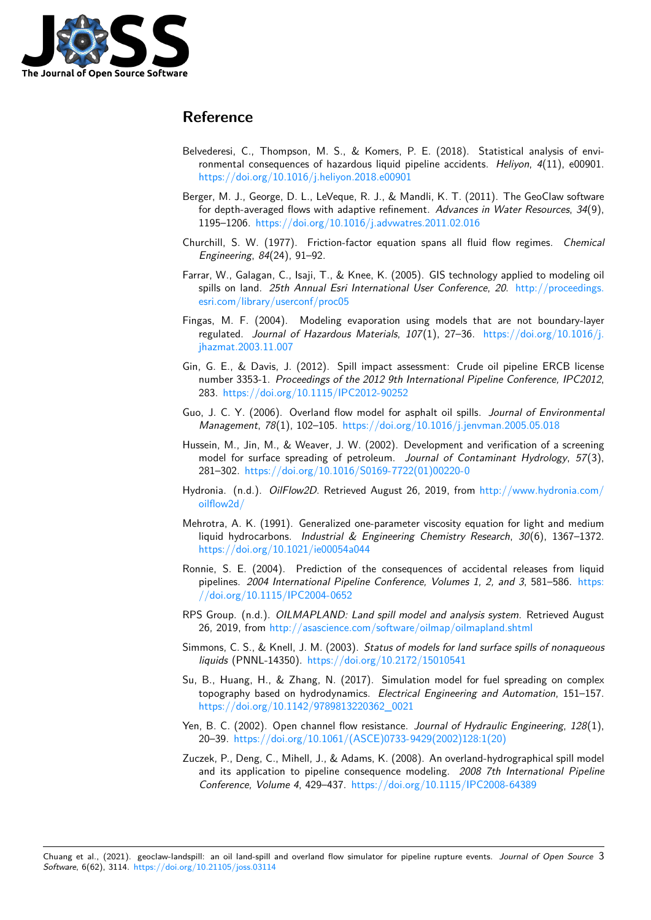# Reference

Belvederesi, C., Thompson, M. S., & Komers, P. E. (2018). Statistical analysis of environmental consequences of hazardous liquid pipeline accidents. *Heliyon*, *4*(11), e00901. https://doi.org/10.1016/j.heliyon.2018.e00901

Berger, M. J., George, D. L., LeVeque, R. J., & Mandli, K. T. (2011). The GeoClaw software for depth-averaged flows with adaptive refinement. *Advances in Water Resources*, *34*(9), 1195–1206. https://doi.org/10.1016/j.advwatres.2011.02.016

Churchill, S. W. (1977). Friction-factor equation spans all fluid flow regimes. *Chemical Engineering*, *84*(24), 91–92.

Farrar, W., Galagan, C., Isaji, T., & Knee, K. (2005). GIS technology applied to modeling oil spills on land. *25th Annual Esri International User Conference*, *20*. http://proceedings.esri.com/library/userconf/proc05

Fingas, M. F. (2004). Modeling evaporation using models that are not boundary-layer regulated. *Journal of Hazardous Materials*, *107*(1), 27–36. https://doi.org/10.1016/j.jhazmat.2003.11.007

Gin, G. E., & Davis, J. (2012). Spill impact assessment: Crude oil pipeline ERCB license number 3353-1. *Proceedings of the 2012 9th International Pipeline Conference, IPC2012*, 283. https://doi.org/10.1115/IPC2012-90252

Guo, J. C. Y. (2006). Overland flow model for asphalt oil spills. *Journal of Environmental Management*, *78*(1), 102–105. https://doi.org/10.1016/j.jenvman.2005.05.018

Hussein, M., Jin, M., & Weaver, J. W. (2002). Development and verification of a screening model for surface spreading of petroleum. *Journal of Contaminant Hydrology*, *57*(3), 281–302. https://doi.org/10.1016/S0169-7722(01)00220-0

Hydronia. (n.d.). *OilFlow2D*. Retrieved August 26, 2019, from http://www.hydronia.com/oilflow2d/

Mehrotra, A. K. (1991). Generalized one-parameter viscosity equation for light and medium liquid hydrocarbons. *Industrial & Engineering Chemistry Research*, *30*(6), 1367–1372. https://doi.org/10.1021/ie00054a044

Ronnie, S. E. (2004). Prediction of the consequences of accidental releases from liquid pipelines. *2004 International Pipeline Conference, Volumes 1, 2, and 3*, 581–586. https://doi.org/10.1115/IPC2004-0652

RPS Group. (n.d.). *OILMAPLAND: Land spill model and analysis system*. Retrieved August 26, 2019, from http://asascience.com/software/oilmap/oilmapland.shtml

Simmons, C. S., & Knell, J. M. (2003). *Status of models for land surface spills of nonaqueous liquids* (PNNL-14350). https://doi.org/10.2172/15010541

Su, B., Huang, H., & Zhang, N. (2017). Simulation model for fuel spreading on complex topography based on hydrodynamics. *Electrical Engineering and Automation*, 151–157. https://doi.org/10.1142/9789813220362_0021

Yen, B. C. (2002). Open channel flow resistance. *Journal of Hydraulic Engineering*, *128*(1), 20–39. https://doi.org/10.1061/(ASCE)0733-9429(2002)128:1(20)

Zuczek, P., Deng, C., Mihell, J., & Adams, K. (2008). An overland-hydrographical spill model and its application to pipeline consequence modeling. *2008 7th International Pipeline Conference, Volume 4*, 429–437. https://doi.org/10.1115/IPC2008-64389